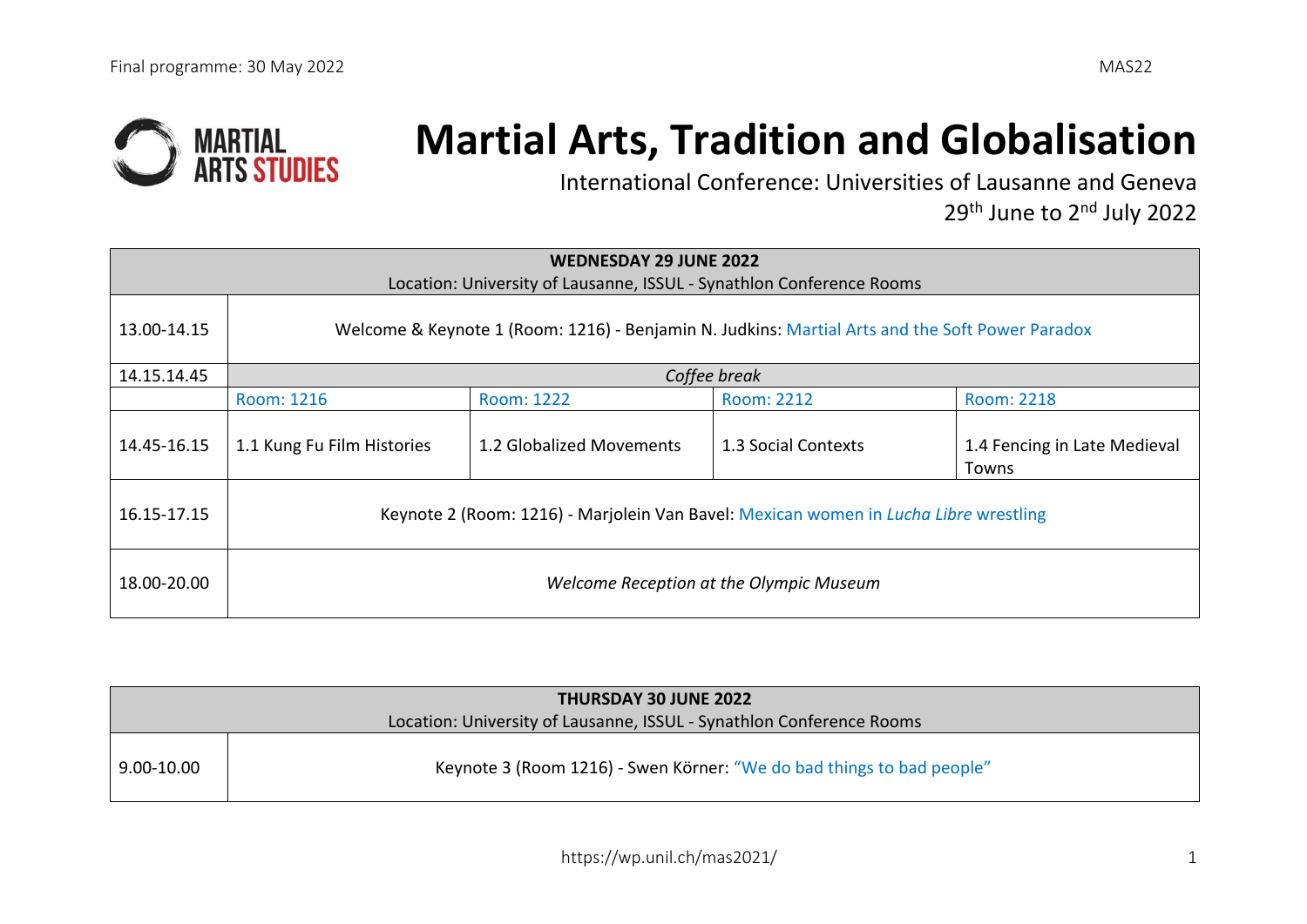# Martial Arts, Tradition and Globalisation

International Conference: Universities of Lausanne and Geneva

29th June to 2nd July 2022

| WEDNESDAY 29 JUNE 2022<br>Location: University of Lausanne, ISSUL - Synathlon Conference Rooms | | | | |
|---|---|---|---|---|
| 13.00-14.15 | Welcome & Keynote 1 (Room: 1216) - Benjamin N. Judkins: Martial Arts and the Soft Power Paradox | | | |
| 14.15.14.45 | *Coffee break* | | | |
| | Room: 1216 | Room: 1222 | Room: 2212 | Room: 2218 |
| 14.45-16.15 | 1.1 Kung Fu Film Histories | 1.2 Globalized Movements | 1.3 Social Contexts | 1.4 Fencing in Late Medieval Towns |
| 16.15-17.15 | Keynote 2 (Room: 1216) - Marjolein Van Bavel: Mexican women in *Lucha Libre* wrestling | | | |
| 18.00-20.00 | *Welcome Reception at the Olympic Museum* | | | |

| THURSDAY 30 JUNE 2022<br>Location: University of Lausanne, ISSUL - Synathlon Conference Rooms | |
|---|---|
| 9.00-10.00 | Keynote 3 (Room 1216) - Swen Körner: "We do bad things to bad people" |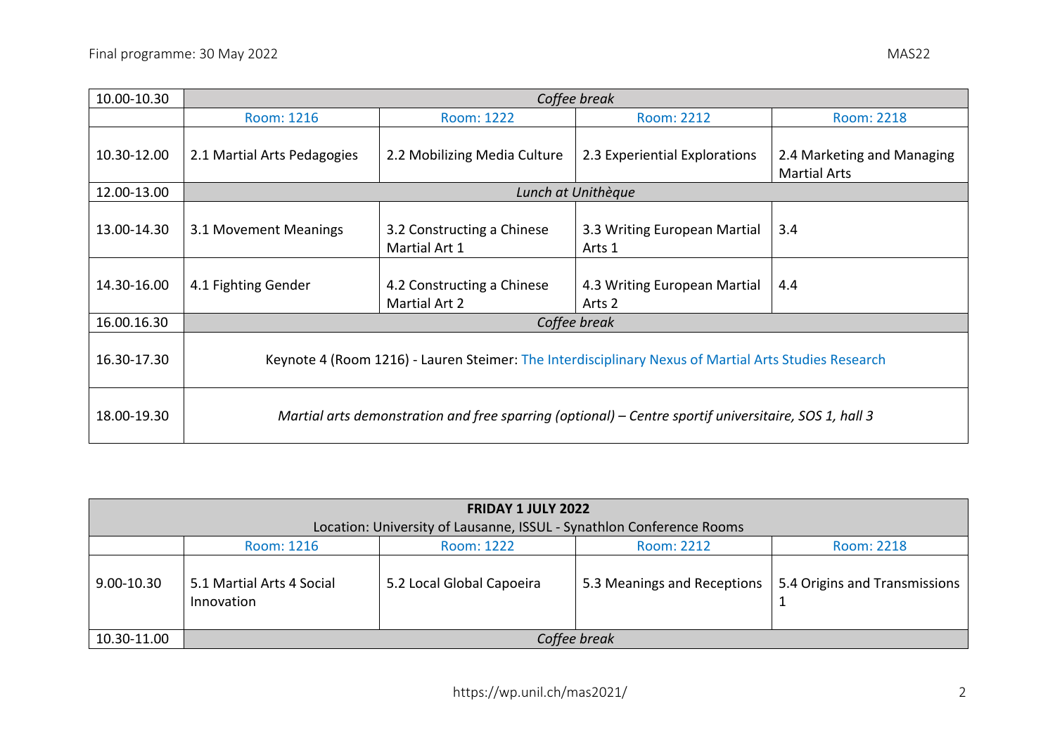| 10.00-10.30 | *Coffee break* | | | |
|---|---|---|---|---|
| | Room: 1216 | Room: 1222 | Room: 2212 | Room: 2218 |
| 10.30-12.00 | 2.1 Martial Arts Pedagogies | 2.2 Mobilizing Media Culture | 2.3 Experiential Explorations | 2.4 Marketing and Managing Martial Arts |
| 12.00-13.00 | *Lunch at Unithèque* | | | |
| 13.00-14.30 | 3.1 Movement Meanings | 3.2 Constructing a Chinese Martial Art 1 | 3.3 Writing European Martial Arts 1 | 3.4 |
| 14.30-16.00 | 4.1 Fighting Gender | 4.2 Constructing a Chinese Martial Art 2 | 4.3 Writing European Martial Arts 2 | 4.4 |
| 16.00.16.30 | *Coffee break* | | | |
| 16.30-17.30 | Keynote 4 (Room 1216) - Lauren Steimer: The Interdisciplinary Nexus of Martial Arts Studies Research | | | |
| 18.00-19.30 | *Martial arts demonstration and free sparring (optional) – Centre sportif universitaire, SOS 1, hall 3* | | | |

| **FRIDAY 1 JULY 2022**<br>Location: University of Lausanne, ISSUL - Synathlon Conference Rooms | | | | |
|---|---|---|---|---|
| | Room: 1216 | Room: 1222 | Room: 2212 | Room: 2218 |
| 9.00-10.30 | 5.1 Martial Arts 4 Social Innovation | 5.2 Local Global Capoeira | 5.3 Meanings and Receptions | 5.4 Origins and Transmissions 1 |
| 10.30-11.00 | *Coffee break* | | | |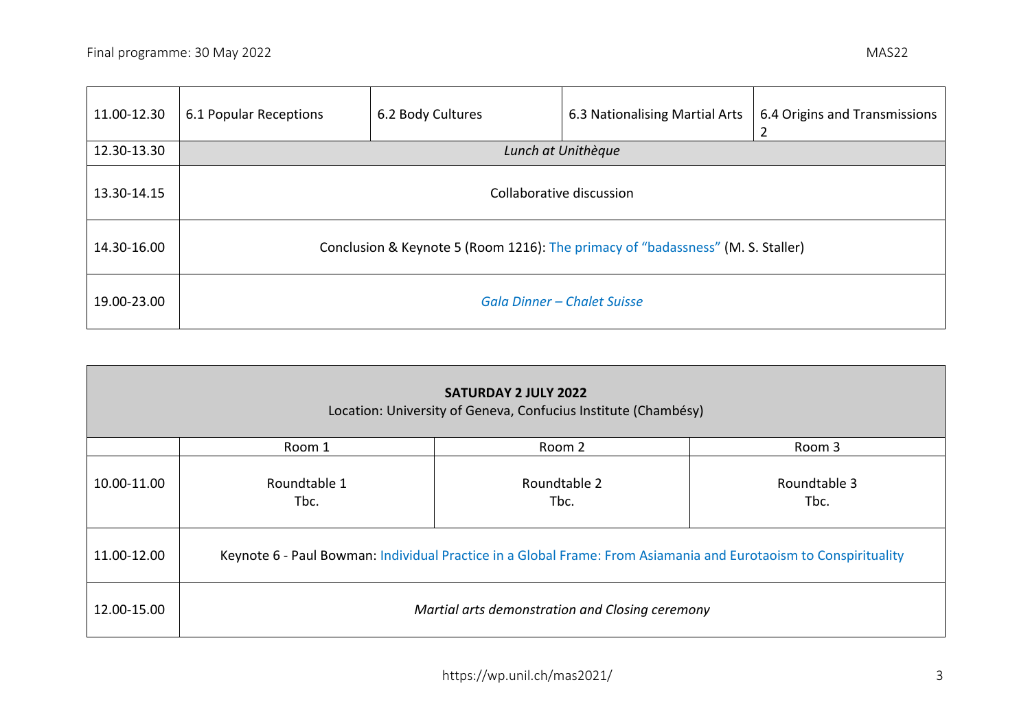| | | | | |
|---|---|---|---|---|
| 11.00-12.30 | 6.1 Popular Receptions | 6.2 Body Cultures | 6.3 Nationalising Martial Arts | 6.4 Origins and Transmissions 2 |
| 12.30-13.30 | *Lunch at Unithèque* | | | |
| 13.30-14.15 | Collaborative discussion | | | |
| 14.30-16.00 | Conclusion & Keynote 5 (Room 1216): The primacy of "badassness" (M. S. Staller) | | | |
| 19.00-23.00 | *Gala Dinner – Chalet Suisse* | | | |

| **SATURDAY 2 JULY 2022**<br>Location: University of Geneva, Confucius Institute (Chambésy) | | | |
|---|---|---|---|
| | Room 1 | Room 2 | Room 3 |
| 10.00-11.00 | Roundtable 1<br>Tbc. | Roundtable 2<br>Tbc. | Roundtable 3<br>Tbc. |
| 11.00-12.00 | Keynote 6 - Paul Bowman: Individual Practice in a Global Frame: From Asiamania and Eurotaoism to Conspirituality | | |
| 12.00-15.00 | *Martial arts demonstration and Closing ceremony* | | |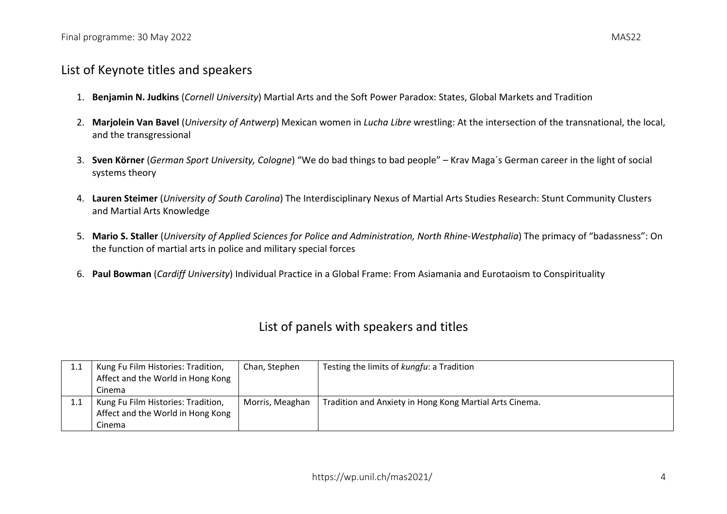## List of Keynote titles and speakers

1. **Benjamin N. Judkins** (*Cornell University*) Martial Arts and the Soft Power Paradox: States, Global Markets and Tradition
2. **Marjolein Van Bavel** (*University of Antwerp*) Mexican women in *Lucha Libre* wrestling: At the intersection of the transnational, the local, and the transgressional
3. **Sven Körner** (*German Sport University, Cologne*) "We do bad things to bad people" – Krav Maga´s German career in the light of social systems theory
4. **Lauren Steimer** (*University of South Carolina*) The Interdisciplinary Nexus of Martial Arts Studies Research: Stunt Community Clusters and Martial Arts Knowledge
5. **Mario S. Staller** (*University of Applied Sciences for Police and Administration, North Rhine-Westphalia*) The primacy of "badassness": On the function of martial arts in police and military special forces
6. **Paul Bowman** (*Cardiff University*) Individual Practice in a Global Frame: From Asiamania and Eurotaoism to Conspirituality

## List of panels with speakers and titles

| | | | |
|---|---|---|---|
| 1.1 | Kung Fu Film Histories: Tradition, Affect and the World in Hong Kong Cinema | Chan, Stephen | Testing the limits of *kungfu*: a Tradition |
| 1.1 | Kung Fu Film Histories: Tradition, Affect and the World in Hong Kong Cinema | Morris, Meaghan | Tradition and Anxiety in Hong Kong Martial Arts Cinema. |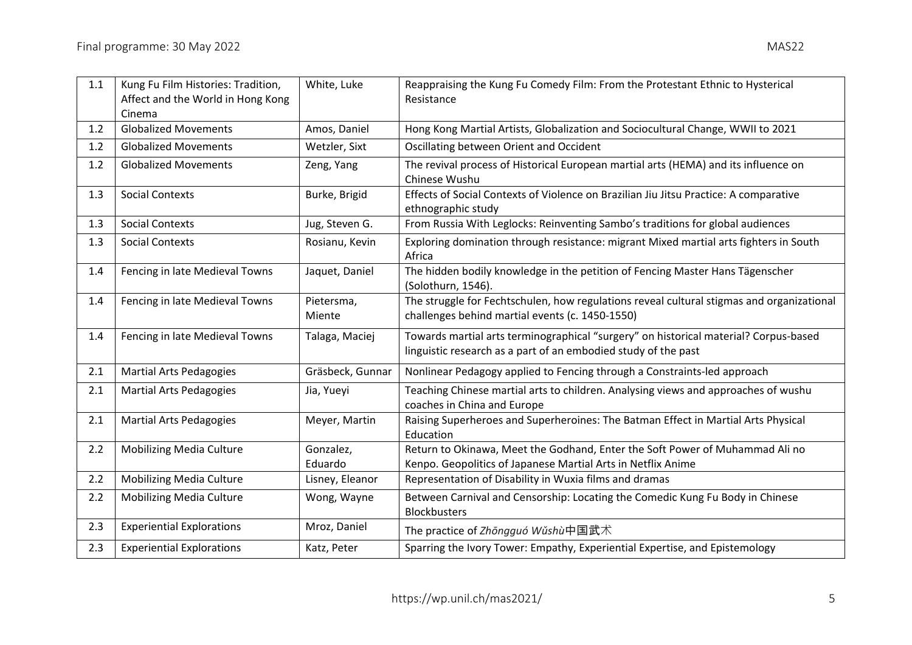| 1.1 | Kung Fu Film Histories: Tradition, Affect and the World in Hong Kong Cinema | White, Luke | Reappraising the Kung Fu Comedy Film: From the Protestant Ethnic to Hysterical Resistance |
|---|---|---|---|
| 1.2 | Globalized Movements | Amos, Daniel | Hong Kong Martial Artists, Globalization and Sociocultural Change, WWII to 2021 |
| 1.2 | Globalized Movements | Wetzler, Sixt | Oscillating between Orient and Occident |
| 1.2 | Globalized Movements | Zeng, Yang | The revival process of Historical European martial arts (HEMA) and its influence on Chinese Wushu |
| 1.3 | Social Contexts | Burke, Brigid | Effects of Social Contexts of Violence on Brazilian Jiu Jitsu Practice: A comparative ethnographic study |
| 1.3 | Social Contexts | Jug, Steven G. | From Russia With Leglocks: Reinventing Sambo's traditions for global audiences |
| 1.3 | Social Contexts | Rosianu, Kevin | Exploring domination through resistance: migrant Mixed martial arts fighters in South Africa |
| 1.4 | Fencing in late Medieval Towns | Jaquet, Daniel | The hidden bodily knowledge in the petition of Fencing Master Hans Tägenscher (Solothurn, 1546). |
| 1.4 | Fencing in late Medieval Towns | Pietersma, Miente | The struggle for Fechtschulen, how regulations reveal cultural stigmas and organizational challenges behind martial events (c. 1450-1550) |
| 1.4 | Fencing in late Medieval Towns | Talaga, Maciej | Towards martial arts terminographical "surgery" on historical material? Corpus-based linguistic research as a part of an embodied study of the past |
| 2.1 | Martial Arts Pedagogies | Gräsbeck, Gunnar | Nonlinear Pedagogy applied to Fencing through a Constraints-led approach |
| 2.1 | Martial Arts Pedagogies | Jia, Yueyi | Teaching Chinese martial arts to children. Analysing views and approaches of wushu coaches in China and Europe |
| 2.1 | Martial Arts Pedagogies | Meyer, Martin | Raising Superheroes and Superheroines: The Batman Effect in Martial Arts Physical Education |
| 2.2 | Mobilizing Media Culture | Gonzalez, Eduardo | Return to Okinawa, Meet the Godhand, Enter the Soft Power of Muhammad Ali no Kenpo. Geopolitics of Japanese Martial Arts in Netflix Anime |
| 2.2 | Mobilizing Media Culture | Lisney, Eleanor | Representation of Disability in Wuxia films and dramas |
| 2.2 | Mobilizing Media Culture | Wong, Wayne | Between Carnival and Censorship: Locating the Comedic Kung Fu Body in Chinese Blockbusters |
| 2.3 | Experiential Explorations | Mroz, Daniel | The practice of *Zhōngguó Wǔshù*中国武术 |
| 2.3 | Experiential Explorations | Katz, Peter | Sparring the Ivory Tower: Empathy, Experiential Expertise, and Epistemology |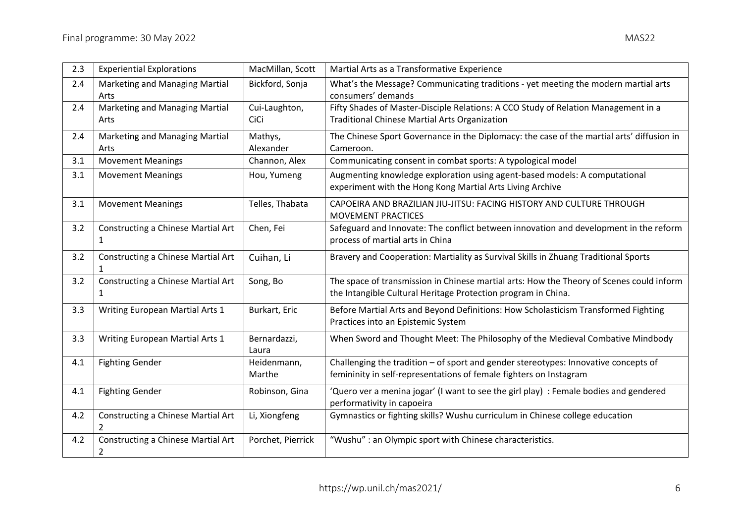| 2.3 | Experiential Explorations | MacMillan, Scott | Martial Arts as a Transformative Experience |
|---|---|---|---|
| 2.4 | Marketing and Managing Martial Arts | Bickford, Sonja | What's the Message? Communicating traditions - yet meeting the modern martial arts consumers' demands |
| 2.4 | Marketing and Managing Martial Arts | Cui-Laughton, CiCi | Fifty Shades of Master-Disciple Relations: A CCO Study of Relation Management in a Traditional Chinese Martial Arts Organization |
| 2.4 | Marketing and Managing Martial Arts | Mathys, Alexander | The Chinese Sport Governance in the Diplomacy: the case of the martial arts' diffusion in Cameroon. |
| 3.1 | Movement Meanings | Channon, Alex | Communicating consent in combat sports: A typological model |
| 3.1 | Movement Meanings | Hou, Yumeng | Augmenting knowledge exploration using agent-based models: A computational experiment with the Hong Kong Martial Arts Living Archive |
| 3.1 | Movement Meanings | Telles, Thabata | CAPOEIRA AND BRAZILIAN JIU-JITSU: FACING HISTORY AND CULTURE THROUGH MOVEMENT PRACTICES |
| 3.2 | Constructing a Chinese Martial Art 1 | Chen, Fei | Safeguard and Innovate: The conflict between innovation and development in the reform process of martial arts in China |
| 3.2 | Constructing a Chinese Martial Art 1 | Cuihan, Li | Bravery and Cooperation: Martiality as Survival Skills in Zhuang Traditional Sports |
| 3.2 | Constructing a Chinese Martial Art 1 | Song, Bo | The space of transmission in Chinese martial arts: How the Theory of Scenes could inform the Intangible Cultural Heritage Protection program in China. |
| 3.3 | Writing European Martial Arts 1 | Burkart, Eric | Before Martial Arts and Beyond Definitions: How Scholasticism Transformed Fighting Practices into an Epistemic System |
| 3.3 | Writing European Martial Arts 1 | Bernardazzi, Laura | When Sword and Thought Meet: The Philosophy of the Medieval Combative Mindbody |
| 4.1 | Fighting Gender | Heidenmann, Marthe | Challenging the tradition – of sport and gender stereotypes: Innovative concepts of femininity in self-representations of female fighters on Instagram |
| 4.1 | Fighting Gender | Robinson, Gina | 'Quero ver a menina jogar' (I want to see the girl play) : Female bodies and gendered performativity in capoeira |
| 4.2 | Constructing a Chinese Martial Art 2 | Li, Xiongfeng | Gymnastics or fighting skills? Wushu curriculum in Chinese college education |
| 4.2 | Constructing a Chinese Martial Art 2 | Porchet, Pierrick | "Wushu" : an Olympic sport with Chinese characteristics. |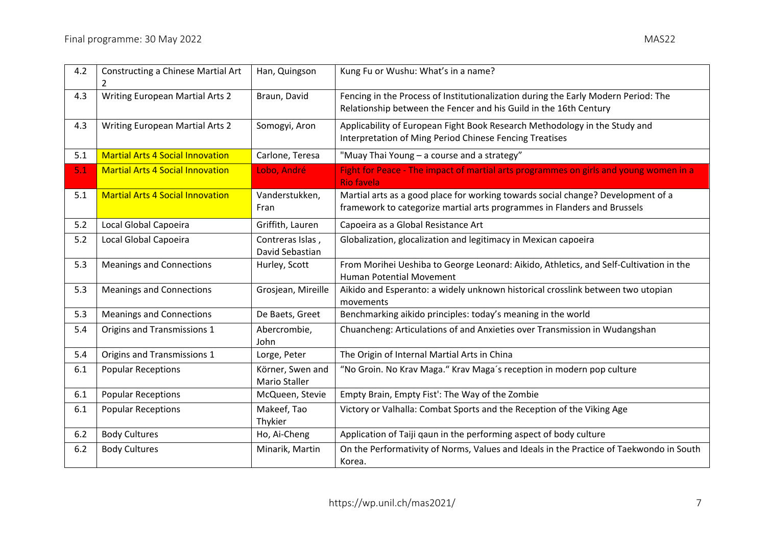| 4.2 | Constructing a Chinese Martial Art 2 | Han, Quingson | Kung Fu or Wushu: What's in a name? |
|---|---|---|---|
| 4.3 | Writing European Martial Arts 2 | Braun, David | Fencing in the Process of Institutionalization during the Early Modern Period: The Relationship between the Fencer and his Guild in the 16th Century |
| 4.3 | Writing European Martial Arts 2 | Somogyi, Aron | Applicability of European Fight Book Research Methodology in the Study and Interpretation of Ming Period Chinese Fencing Treatises |
| 5.1 | Martial Arts 4 Social Innovation | Carlone, Teresa | "Muay Thai Young – a course and a strategy" |
| 5.1 | Martial Arts 4 Social Innovation | Lobo, André | Fight for Peace - The impact of martial arts programmes on girls and young women in a Rio favela |
| 5.1 | Martial Arts 4 Social Innovation | Vanderstukken, Fran | Martial arts as a good place for working towards social change? Development of a framework to categorize martial arts programmes in Flanders and Brussels |
| 5.2 | Local Global Capoeira | Griffith, Lauren | Capoeira as a Global Resistance Art |
| 5.2 | Local Global Capoeira | Contreras Islas , David Sebastian | Globalization, glocalization and legitimacy in Mexican capoeira |
| 5.3 | Meanings and Connections | Hurley, Scott | From Morihei Ueshiba to George Leonard: Aikido, Athletics, and Self-Cultivation in the Human Potential Movement |
| 5.3 | Meanings and Connections | Grosjean, Mireille | Aikido and Esperanto: a widely unknown historical crosslink between two utopian movements |
| 5.3 | Meanings and Connections | De Baets, Greet | Benchmarking aikido principles: today's meaning in the world |
| 5.4 | Origins and Transmissions 1 | Abercrombie, John | Chuancheng: Articulations of and Anxieties over Transmission in Wudangshan |
| 5.4 | Origins and Transmissions 1 | Lorge, Peter | The Origin of Internal Martial Arts in China |
| 6.1 | Popular Receptions | Körner, Swen and Mario Staller | "No Groin. No Krav Maga." Krav Maga´s reception in modern pop culture |
| 6.1 | Popular Receptions | McQueen, Stevie | Empty Brain, Empty Fist': The Way of the Zombie |
| 6.1 | Popular Receptions | Makeef, Tao Thykier | Victory or Valhalla: Combat Sports and the Reception of the Viking Age |
| 6.2 | Body Cultures | Ho, Ai-Cheng | Application of Taiji qaun in the performing aspect of body culture |
| 6.2 | Body Cultures | Minarik, Martin | On the Performativity of Norms, Values and Ideals in the Practice of Taekwondo in South Korea. |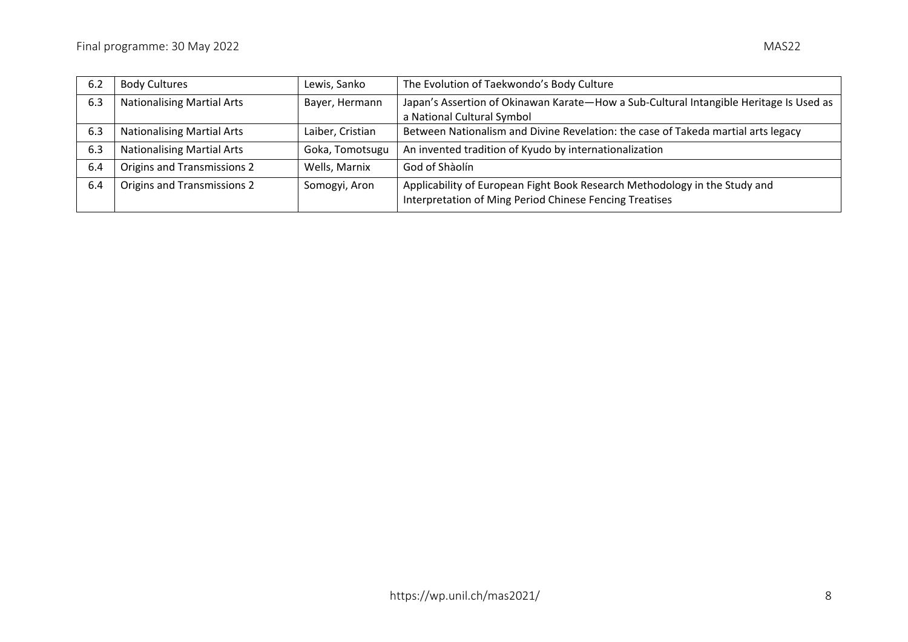| | | | |
|---|---|---|---|
| 6.2 | Body Cultures | Lewis, Sanko | The Evolution of Taekwondo's Body Culture |
| 6.3 | Nationalising Martial Arts | Bayer, Hermann | Japan's Assertion of Okinawan Karate—How a Sub-Cultural Intangible Heritage Is Used as a National Cultural Symbol |
| 6.3 | Nationalising Martial Arts | Laiber, Cristian | Between Nationalism and Divine Revelation: the case of Takeda martial arts legacy |
| 6.3 | Nationalising Martial Arts | Goka, Tomotsugu | An invented tradition of Kyudo by internationalization |
| 6.4 | Origins and Transmissions 2 | Wells, Marnix | God of Shàolín |
| 6.4 | Origins and Transmissions 2 | Somogyi, Aron | Applicability of European Fight Book Research Methodology in the Study and Interpretation of Ming Period Chinese Fencing Treatises |